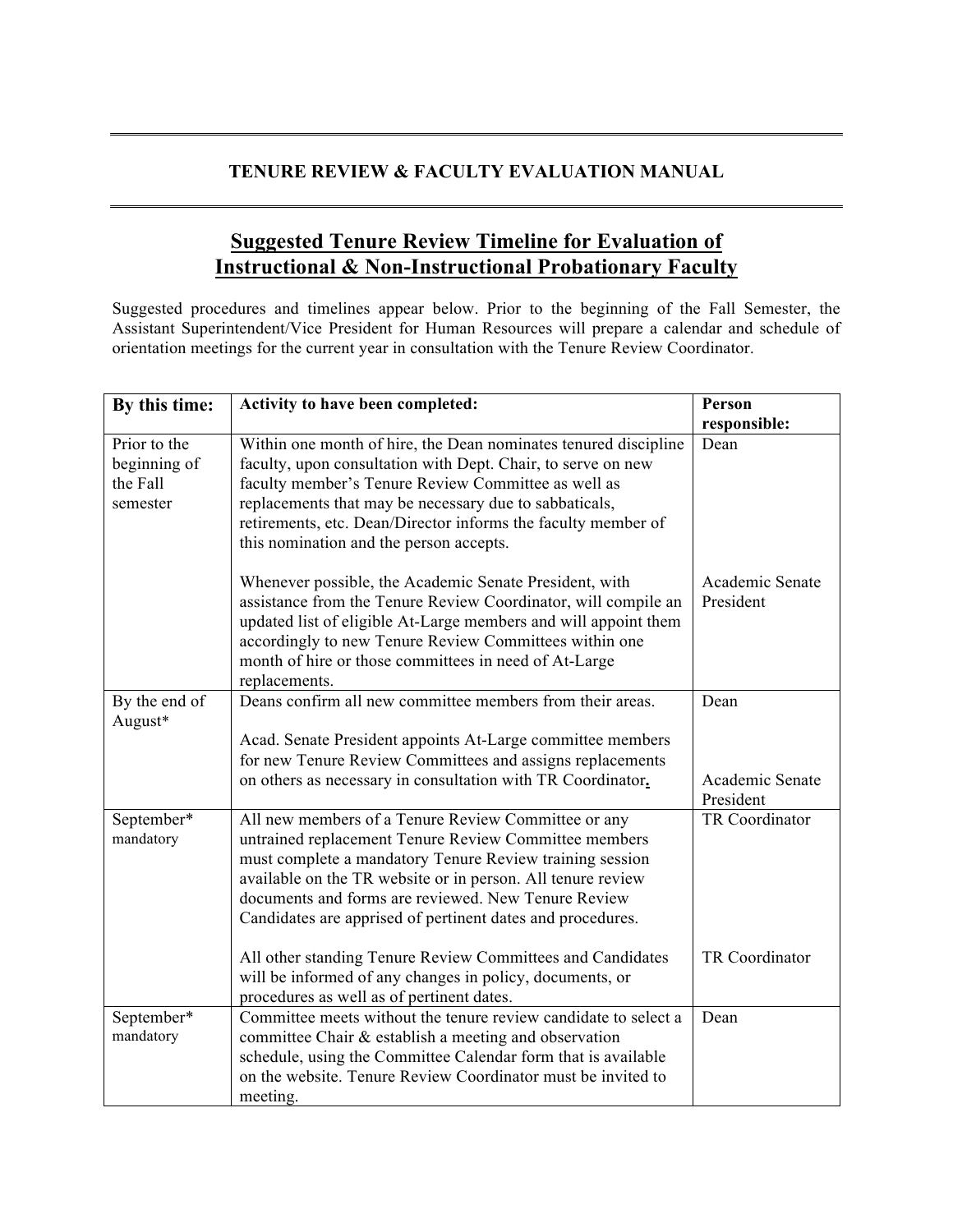# TENURE REVIEW & FACULTY EVALUATION MANUAL

## Suggested Tenure Review Timeline for Evaluation of Instructional & Non-Instructional Probationary Faculty

Suggested procedures and timelines appear below. Prior to the beginning of the Fall Semester, the Assistant Superintendent/Vice President for Human Resources will prepare a calendar and schedule of orientation meetings for the current year in consultation with the Tenure Review Coordinator.

| By this time: | Activity to have been completed: | Person responsible: |
|---|---|---|
| Prior to the beginning of the Fall semester | Within one month of hire, the Dean nominates tenured discipline faculty, upon consultation with Dept. Chair, to serve on new faculty member's Tenure Review Committee as well as replacements that may be necessary due to sabbaticals, retirements, etc. Dean/Director informs the faculty member of this nomination and the person accepts. | Dean |
| | Whenever possible, the Academic Senate President, with assistance from the Tenure Review Coordinator, will compile an updated list of eligible At-Large members and will appoint them accordingly to new Tenure Review Committees within one month of hire or those committees in need of At-Large replacements. | Academic Senate President |
| By the end of August* | Deans confirm all new committee members from their areas. | Dean |
| | Acad. Senate President appoints At-Large committee members for new Tenure Review Committees and assigns replacements on others as necessary in consultation with TR Coordinator. | Academic Senate President |
| September* mandatory | All new members of a Tenure Review Committee or any untrained replacement Tenure Review Committee members must complete a mandatory Tenure Review training session available on the TR website or in person. All tenure review documents and forms are reviewed. New Tenure Review Candidates are apprised of pertinent dates and procedures. | TR Coordinator |
| | All other standing Tenure Review Committees and Candidates will be informed of any changes in policy, documents, or procedures as well as of pertinent dates. | TR Coordinator |
| September* mandatory | Committee meets without the tenure review candidate to select a committee Chair & establish a meeting and observation schedule, using the Committee Calendar form that is available on the website. Tenure Review Coordinator must be invited to meeting. | Dean |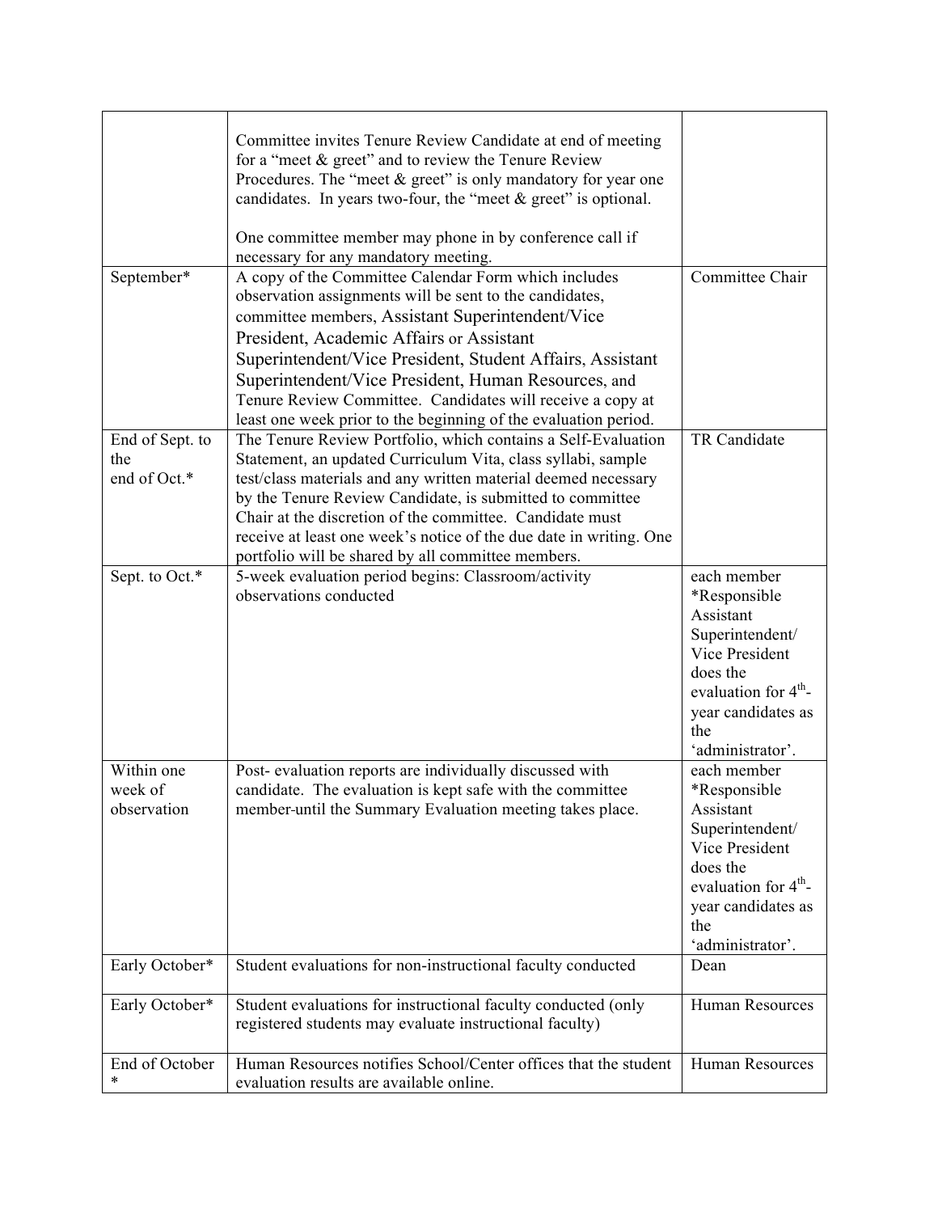| | | |
|---|---|---|
| | Committee invites Tenure Review Candidate at end of meeting for a "meet & greet" and to review the Tenure Review Procedures. The "meet & greet" is only mandatory for year one candidates. In years two-four, the "meet & greet" is optional.<br><br>One committee member may phone in by conference call if necessary for any mandatory meeting. | |
| September* | A copy of the Committee Calendar Form which includes observation assignments will be sent to the candidates, committee members, Assistant Superintendent/Vice President, Academic Affairs or Assistant Superintendent/Vice President, Student Affairs, Assistant Superintendent/Vice President, Human Resources, and Tenure Review Committee. Candidates will receive a copy at least one week prior to the beginning of the evaluation period. | Committee Chair |
| End of Sept. to the end of Oct.* | The Tenure Review Portfolio, which contains a Self-Evaluation Statement, an updated Curriculum Vita, class syllabi, sample test/class materials and any written material deemed necessary by the Tenure Review Candidate, is submitted to committee Chair at the discretion of the committee. Candidate must receive at least one week's notice of the due date in writing. One portfolio will be shared by all committee members. | TR Candidate |
| Sept. to Oct.* | 5-week evaluation period begins: Classroom/activity observations conducted | each member *Responsible Assistant Superintendent/ Vice President does the evaluation for 4th-year candidates as the 'administrator'. |
| Within one week of observation | Post- evaluation reports are individually discussed with candidate. The evaluation is kept safe with the committee member until the Summary Evaluation meeting takes place. | each member *Responsible Assistant Superintendent/ Vice President does the evaluation for 4th-year candidates as the 'administrator'. |
| Early October* | Student evaluations for non-instructional faculty conducted | Dean |
| Early October* | Student evaluations for instructional faculty conducted (only registered students may evaluate instructional faculty) | Human Resources |
| End of October * | Human Resources notifies School/Center offices that the student evaluation results are available online. | Human Resources |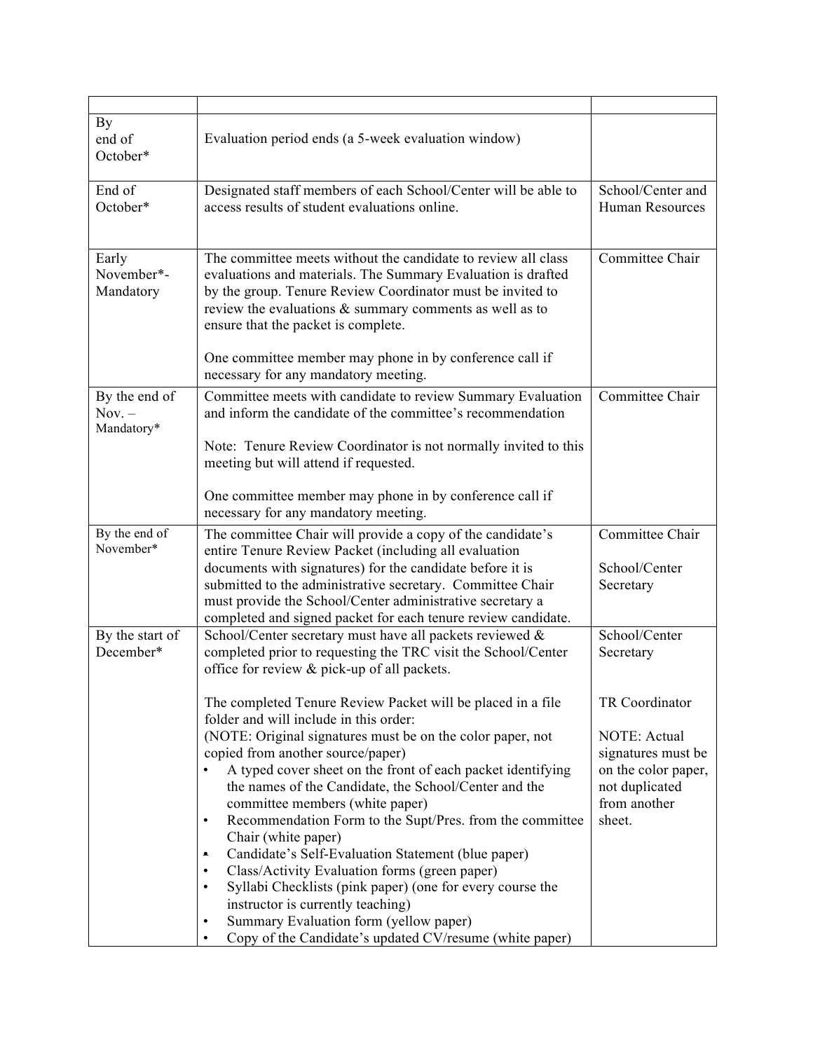| | | |
|---|---|---|
| By end of October* | Evaluation period ends (a 5-week evaluation window) | |
| End of October* | Designated staff members of each School/Center will be able to access results of student evaluations online. | School/Center and Human Resources |
| Early November*- Mandatory | The committee meets without the candidate to review all class evaluations and materials. The Summary Evaluation is drafted by the group. Tenure Review Coordinator must be invited to review the evaluations & summary comments as well as to ensure that the packet is complete.<br><br>One committee member may phone in by conference call if necessary for any mandatory meeting. | Committee Chair |
| By the end of Nov. – Mandatory* | Committee meets with candidate to review Summary Evaluation and inform the candidate of the committee's recommendation<br><br>Note: Tenure Review Coordinator is not normally invited to this meeting but will attend if requested.<br><br>One committee member may phone in by conference call if necessary for any mandatory meeting. | Committee Chair |
| By the end of November* | The committee Chair will provide a copy of the candidate's entire Tenure Review Packet (including all evaluation documents with signatures) for the candidate before it is submitted to the administrative secretary. Committee Chair must provide the School/Center administrative secretary a completed and signed packet for each tenure review candidate. | Committee Chair<br><br>School/Center Secretary |
| By the start of December* | School/Center secretary must have all packets reviewed & completed prior to requesting the TRC visit the School/Center office for review & pick-up of all packets.<br><br>The completed Tenure Review Packet will be placed in a file folder and will include in this order:<br>(NOTE: Original signatures must be on the color paper, not copied from another source/paper)<br>• A typed cover sheet on the front of each packet identifying the names of the Candidate, the School/Center and the committee members (white paper)<br>• Recommendation Form to the Supt/Pres. from the committee Chair (white paper)<br>• Candidate's Self-Evaluation Statement (blue paper)<br>• Class/Activity Evaluation forms (green paper)<br>• Syllabi Checklists (pink paper) (one for every course the instructor is currently teaching)<br>• Summary Evaluation form (yellow paper)<br>• Copy of the Candidate's updated CV/resume (white paper) | School/Center Secretary<br><br>TR Coordinator<br><br>NOTE: Actual signatures must be on the color paper, not duplicated from another sheet. |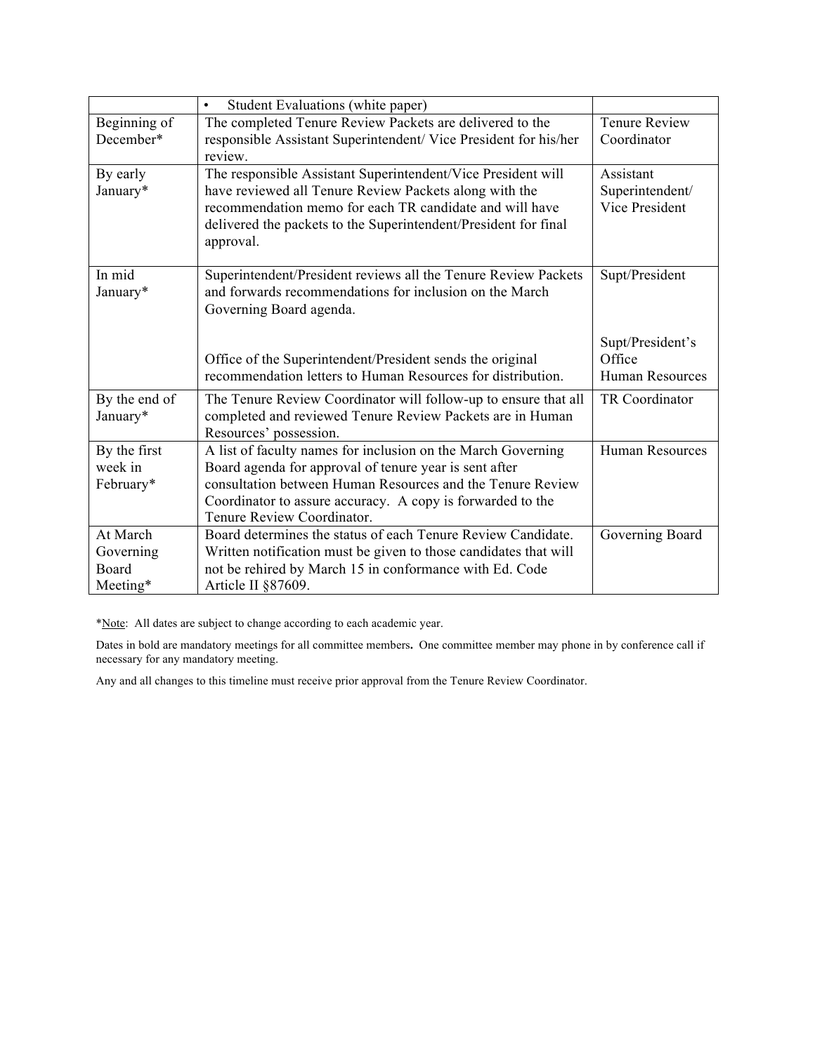| | | |
|---|---|---|
| | • Student Evaluations (white paper) | |
| Beginning of December* | The completed Tenure Review Packets are delivered to the responsible Assistant Superintendent/ Vice President for his/her review. | Tenure Review Coordinator |
| By early January* | The responsible Assistant Superintendent/Vice President will have reviewed all Tenure Review Packets along with the recommendation memo for each TR candidate and will have delivered the packets to the Superintendent/President for final approval. | Assistant Superintendent/ Vice President |
| In mid January* | Superintendent/President reviews all the Tenure Review Packets and forwards recommendations for inclusion on the March Governing Board agenda.<br><br>Office of the Superintendent/President sends the original recommendation letters to Human Resources for distribution. | Supt/President<br><br>Supt/President's Office<br>Human Resources |
| By the end of January* | The Tenure Review Coordinator will follow-up to ensure that all completed and reviewed Tenure Review Packets are in Human Resources' possession. | TR Coordinator |
| By the first week in February* | A list of faculty names for inclusion on the March Governing Board agenda for approval of tenure year is sent after consultation between Human Resources and the Tenure Review Coordinator to assure accuracy. A copy is forwarded to the Tenure Review Coordinator. | Human Resources |
| At March Governing Board Meeting* | Board determines the status of each Tenure Review Candidate. Written notification must be given to those candidates that will not be rehired by March 15 in conformance with Ed. Code Article II §87609. | Governing Board |

*Note: All dates are subject to change according to each academic year.

Dates in bold are mandatory meetings for all committee members**.** One committee member may phone in by conference call if necessary for any mandatory meeting.

Any and all changes to this timeline must receive prior approval from the Tenure Review Coordinator.